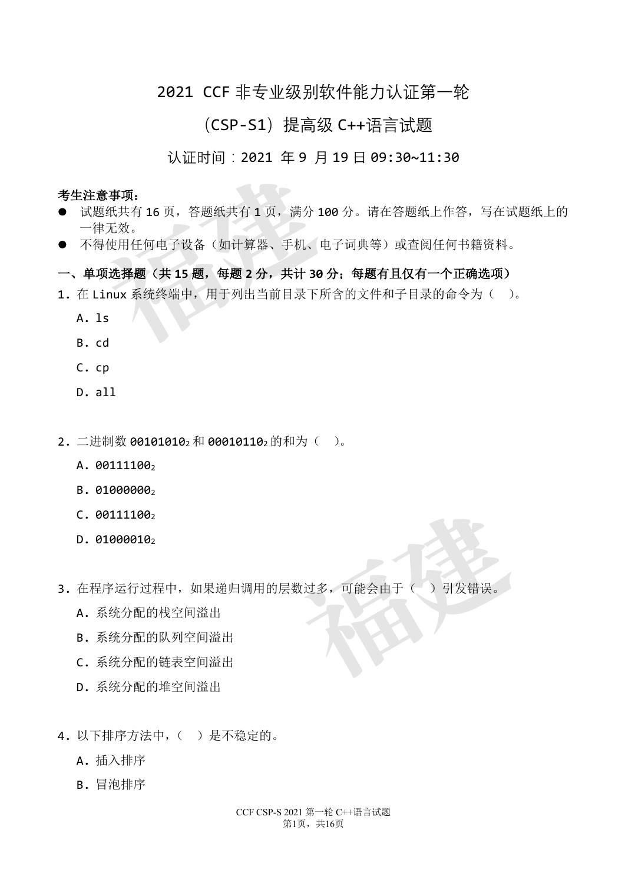# 2021 CCF 非专业级别软件能力认证第一轮

# （CSP-S1）提高级 C++语言试题

认证时间：2021 年 9 月 19 日 09:30~11:30

**考生注意事项：**

- 试题纸共有 16 页，答题纸共有 1 页，满分 100 分。请在答题纸上作答，写在试题纸上的一律无效。
- 不得使用任何电子设备（如计算器、手机、电子词典等）或查阅任何书籍资料。

**一、单项选择题（共 15 题，每题 2 分，共计 30 分；每题有且仅有一个正确选项）**

1. 在 Linux 系统终端中，用于列出当前目录下所含的文件和子目录的命令为（　）。

   A. ls

   B. cd

   C. cp

   D. all

2. 二进制数 $00101010_2$ 和 $00010110_2$ 的和为（　）。

   A. $00111100_2$

   B. $01000000_2$

   C. $00111100_2$

   D. $01000010_2$

3. 在程序运行过程中，如果递归调用的层数过多，可能会由于（　）引发错误。

   A. 系统分配的栈空间溢出

   B. 系统分配的队列空间溢出

   C. 系统分配的链表空间溢出

   D. 系统分配的堆空间溢出

4. 以下排序方法中，（　）是不稳定的。

   A. 插入排序

   B. 冒泡排序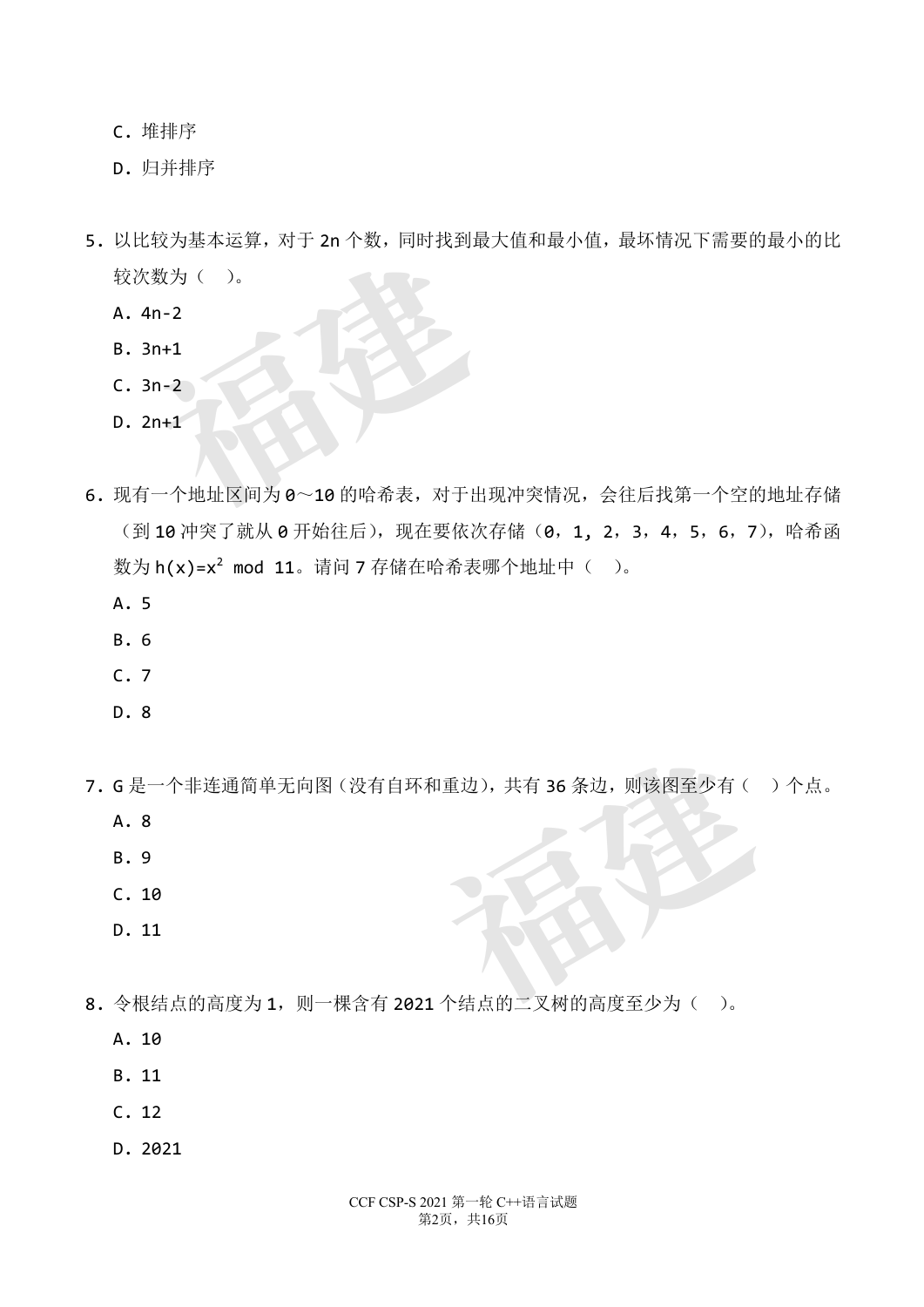C. 堆排序

D. 归并排序

5. 以比较为基本运算，对于 2n 个数，同时找到最大值和最小值，最坏情况下需要的最小的比较次数为（ ）。

A. 4n-2

B. 3n+1

C. 3n-2

D. 2n+1

6. 现有一个地址区间为 0～10 的哈希表，对于出现冲突情况，会往后找第一个空的地址存储（到 10 冲突了就从 0 开始往后），现在要依次存储（0，1, 2，3，4，5，6，7），哈希函数为 $h(x)=x^2 \bmod 11$。请问 7 存储在哈希表哪个地址中（ ）。

A. 5

B. 6

C. 7

D. 8

7. G 是一个非连通简单无向图（没有自环和重边），共有 36 条边，则该图至少有（ ）个点。

A. 8

B. 9

C. 10

D. 11

8. 令根结点的高度为 1，则一棵含有 2021 个结点的二叉树的高度至少为（ ）。

A. 10

B. 11

C. 12

D. 2021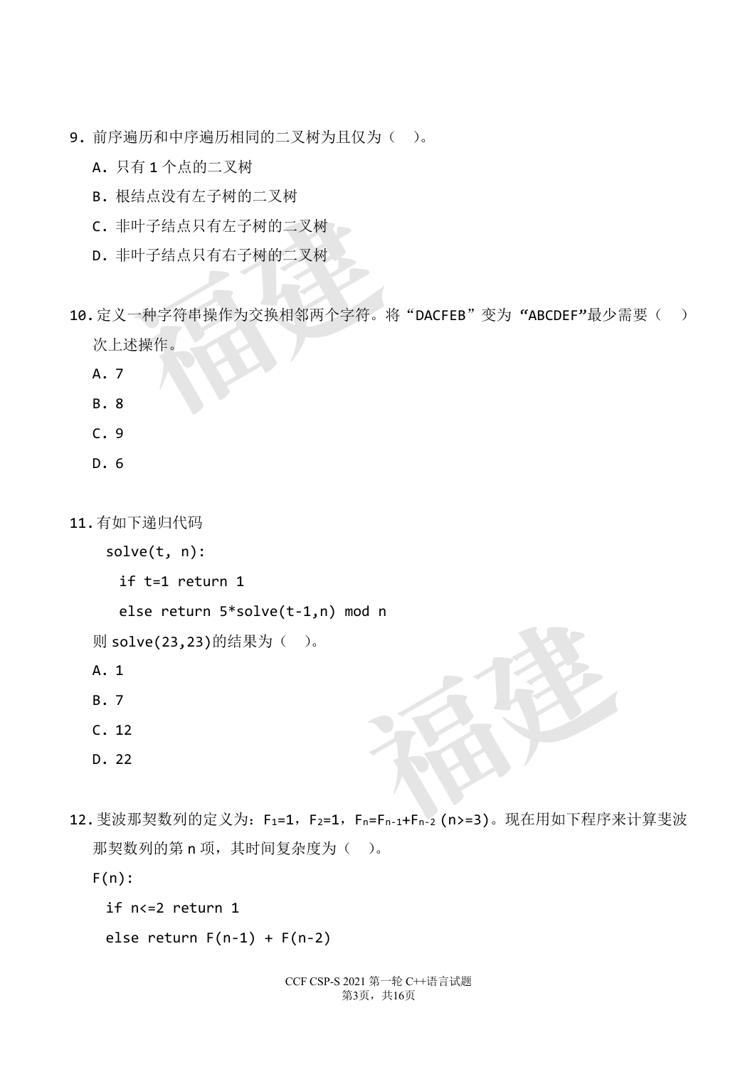9. 前序遍历和中序遍历相同的二叉树为且仅为（ ）。

   A. 只有 1 个点的二叉树

   B. 根结点没有左子树的二叉树

   C. 非叶子结点只有左子树的二叉树

   D. 非叶子结点只有右子树的二叉树

10. 定义一种字符串操作为交换相邻两个字符。将“DACFEB”变为“ABCDEF”最少需要（ ）次上述操作。

   A. 7

   B. 8

   C. 9

   D. 6

11. 有如下递归代码

```
solve(t, n):
  if t=1 return 1
  else return 5*solve(t-1,n) mod n
```

   则 solve(23,23)的结果为（ ）。

   A. 1

   B. 7

   C. 12

   D. 22

12. 斐波那契数列的定义为：$F_1=1$，$F_2=1$，$F_n=F_{n-1}+F_{n-2}$ (n>=3)。现在用如下程序来计算斐波那契数列的第 n 项，其时间复杂度为（ ）。

```
F(n):
  if n<=2 return 1
  else return F(n-1) + F(n-2)
```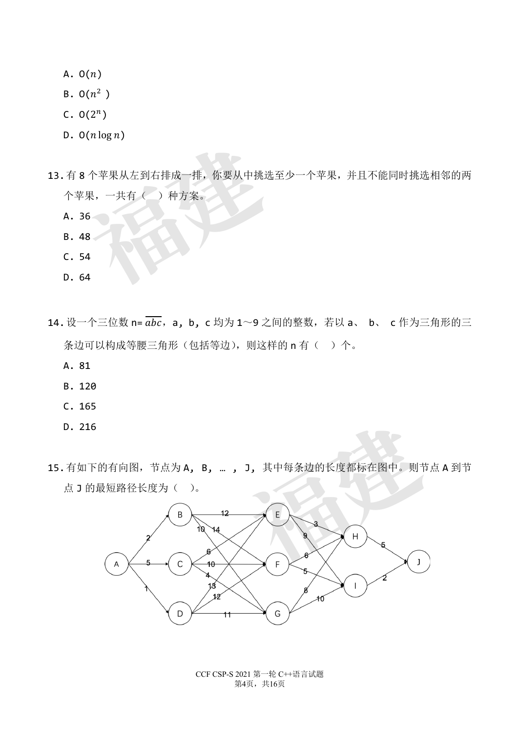A. O($n$)

B. O($n^2$ )

C. O($2^n$)

D. O($n\log n$)

13. 有 8 个苹果从左到右排成一排，你要从中挑选至少一个苹果，并且不能同时挑选相邻的两个苹果，一共有（　）种方案。

A. 36

B. 48

C. 54

D. 64

14. 设一个三位数 n= $\overline{abc}$，a, b, c 均为 1～9 之间的整数，若以 a、 b、 c 作为三角形的三条边可以构成等腰三角形（包括等边），则这样的 n 有（　）个。

A. 81

B. 120

C. 165

D. 216

15. 有如下的有向图，节点为 A, B, … , J, 其中每条边的长度都标在图中。则节点 A 到节点 J 的最短路径长度为（　）。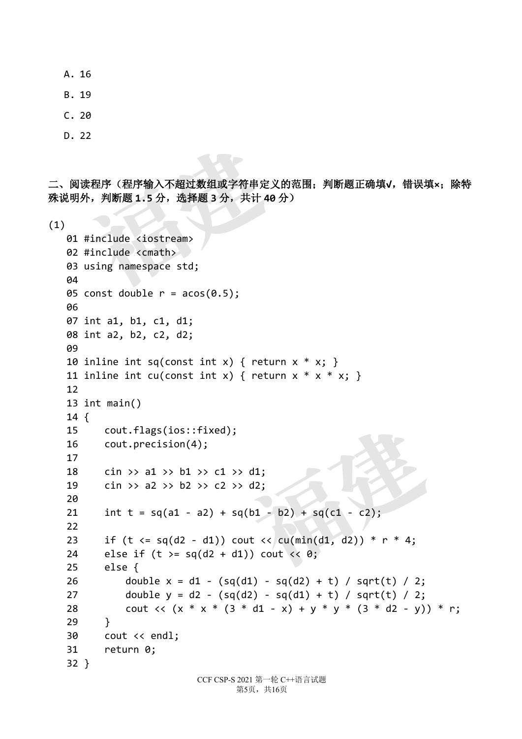A. 16

B. 19

C. 20

D. 22

**二、阅读程序（程序输入不超过数组或字符串定义的范围；判断题正确填√，错误填×；除特殊说明外，判断题 1.5 分，选择题 3 分，共计 40 分）**

(1)

```
01 #include <iostream>
02 #include <cmath>
03 using namespace std;
04
05 const double r = acos(0.5);
06
07 int a1, b1, c1, d1;
08 int a2, b2, c2, d2;
09
10 inline int sq(const int x) { return x * x; }
11 inline int cu(const int x) { return x * x * x; }
12
13 int main()
14 {
15     cout.flags(ios::fixed);
16     cout.precision(4);
17
18     cin >> a1 >> b1 >> c1 >> d1;
19     cin >> a2 >> b2 >> c2 >> d2;
20
21     int t = sq(a1 - a2) + sq(b1 - b2) + sq(c1 - c2);
22
23     if (t <= sq(d2 - d1)) cout << cu(min(d1, d2)) * r * 4;
24     else if (t >= sq(d2 + d1)) cout << 0;
25     else {
26         double x = d1 - (sq(d1) - sq(d2) + t) / sqrt(t) / 2;
27         double y = d2 - (sq(d2) - sq(d1) + t) / sqrt(t) / 2;
28         cout << (x * x * (3 * d1 - x) + y * y * (3 * d2 - y)) * r;
29     }
30     cout << endl;
31     return 0;
32 }
```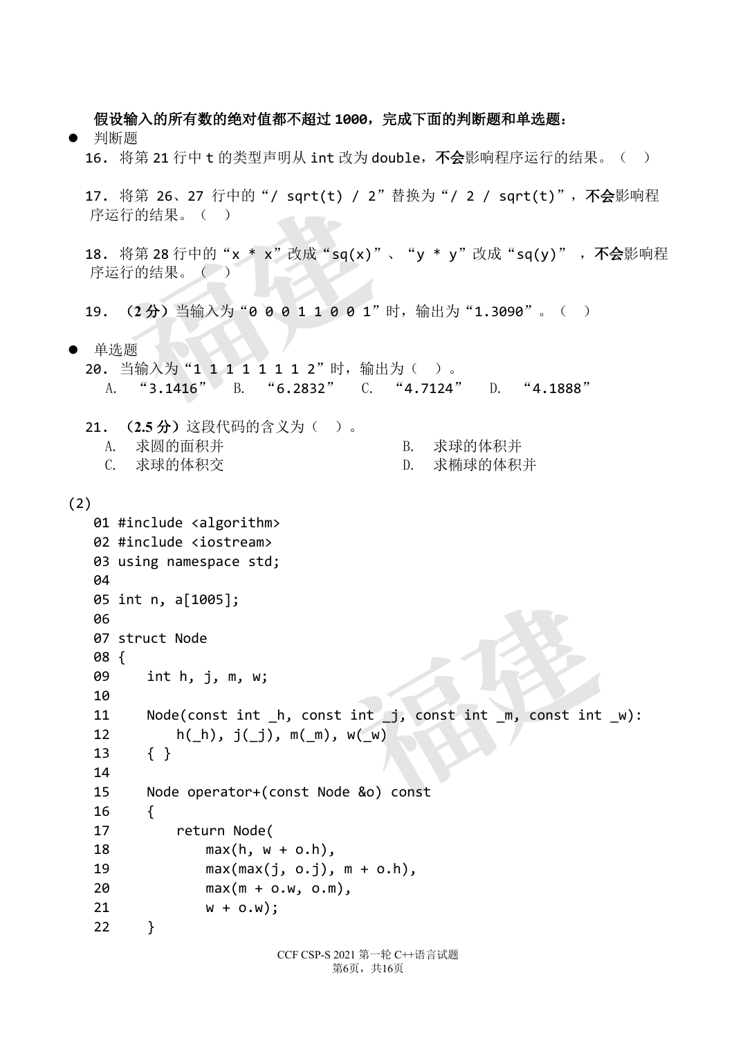**假设输入的所有数的绝对值都不超过 1000，完成下面的判断题和单选题：**

- 判断题

16. 将第 21 行中 t 的类型声明从 int 改为 double，**不会**影响程序运行的结果。（　）

17. 将第 26、27 行中的“/ sqrt(t) / 2”替换为“/ 2 / sqrt(t)”，**不会**影响程序运行的结果。（　）

18. 将第 28 行中的“x * x”改成“sq(x)”、“y * y”改成“sq(y)”，**不会**影响程序运行的结果。（　）

19. **（2 分）**当输入为“0 0 0 1 1 0 0 1”时，输出为“1.3090”。（　）

- 单选题

20. 当输入为“1 1 1 1 1 1 1 2”时，输出为（　）。

　A. “3.1416”　B. “6.2832”　C. “4.7124”　D. “4.1888”

21. **（2.5 分）**这段代码的含义为（　）。

　A. 求圆的面积并　　B. 求球的体积并

　C. 求球的体积交　　D. 求椭球的体积并

(2)

```
01 #include <algorithm>
02 #include <iostream>
03 using namespace std;
04
05 int n, a[1005];
06
07 struct Node
08 {
09     int h, j, m, w;
10
11     Node(const int _h, const int _j, const int _m, const int _w):
12         h(_h), j(_j), m(_m), w(_w)
13     { }
14
15     Node operator+(const Node &o) const
16     {
17         return Node(
18             max(h, w + o.h),
19             max(max(j, o.j), m + o.h),
20             max(m + o.w, o.m),
21             w + o.w);
22     }
```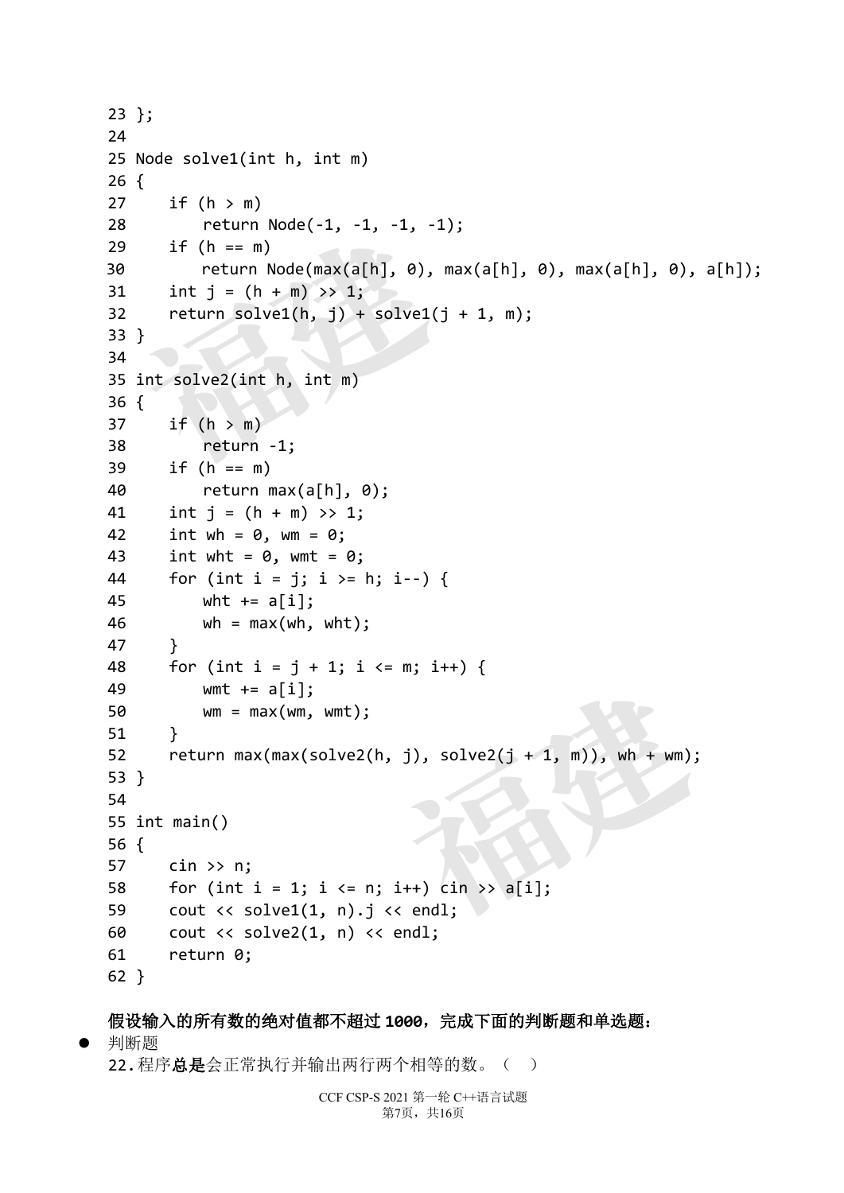```
23 };
24 
25 Node solve1(int h, int m)
26 {
27     if (h > m)
28         return Node(-1, -1, -1, -1);
29     if (h == m)
30         return Node(max(a[h], 0), max(a[h], 0), max(a[h], 0), a[h]);
31     int j = (h + m) >> 1;
32     return solve1(h, j) + solve1(j + 1, m);
33 }
34 
35 int solve2(int h, int m)
36 {
37     if (h > m)
38         return -1;
39     if (h == m)
40         return max(a[h], 0);
41     int j = (h + m) >> 1;
42     int wh = 0, wm = 0;
43     int wht = 0, wmt = 0;
44     for (int i = j; i >= h; i--) {
45         wht += a[i];
46         wh = max(wh, wht);
47     }
48     for (int i = j + 1; i <= m; i++) {
49         wmt += a[i];
50         wm = max(wm, wmt);
51     }
52     return max(max(solve2(h, j), solve2(j + 1, m)), wh + wm);
53 }
54 
55 int main()
56 {
57     cin >> n;
58     for (int i = 1; i <= n; i++) cin >> a[i];
59     cout << solve1(1, n).j << endl;
60     cout << solve2(1, n) << endl;
61     return 0;
62 }
```

**假设输入的所有数的绝对值都不超过 1000，完成下面的判断题和单选题：**

- 判断题

22. 程序**总是**会正常执行并输出两行两个相等的数。（ ）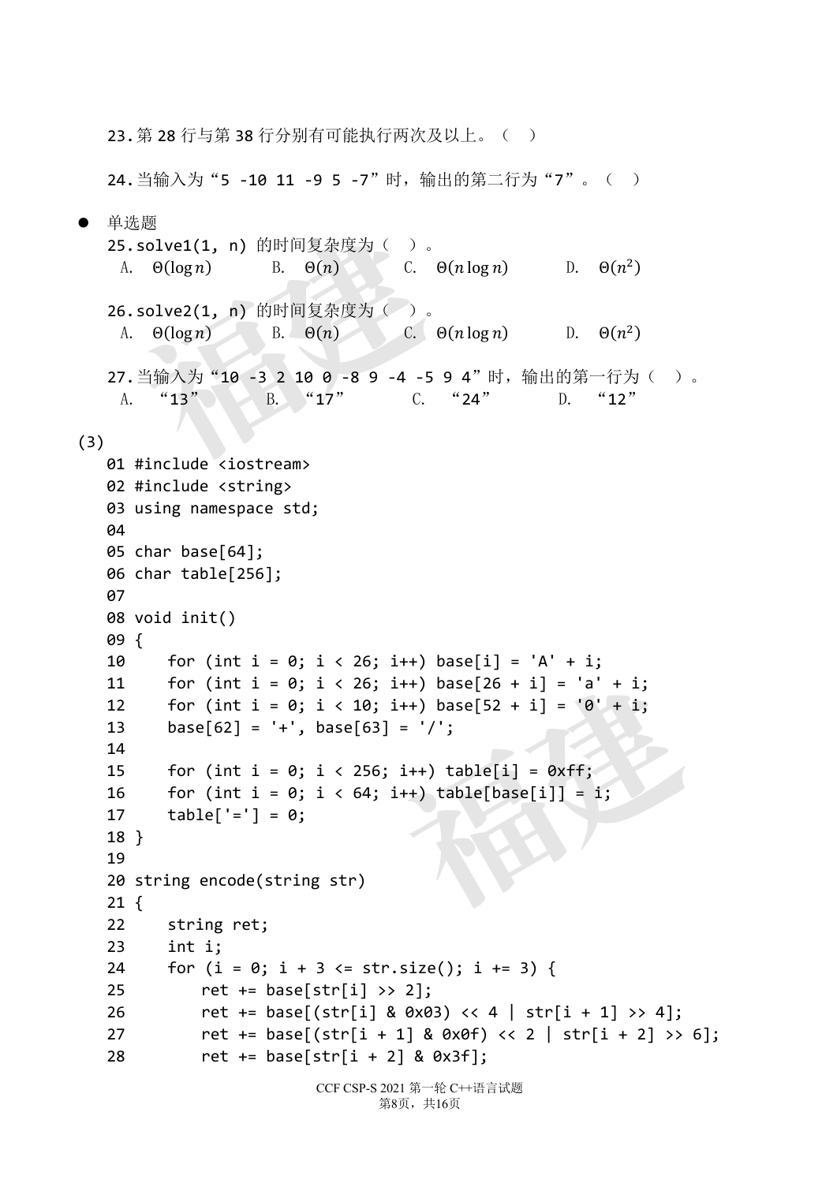23. 第 28 行与第 38 行分别有可能执行两次及以上。（ ）

24. 当输入为“5 -10 11 -9 5 -7”时，输出的第二行为“7”。（ ）

- 单选题

25. solve1(1, n) 的时间复杂度为（ ）。

A. $\Theta(\log n)$  B. $\Theta(n)$  C. $\Theta(n \log n)$  D. $\Theta(n^2)$

26. solve2(1, n) 的时间复杂度为（ ）。

A. $\Theta(\log n)$  B. $\Theta(n)$  C. $\Theta(n \log n)$  D. $\Theta(n^2)$

27. 当输入为“10 -3 2 10 0 -8 9 -4 -5 9 4”时，输出的第一行为（ ）。

A. “13”  B. “17”  C. “24”  D. “12”

(3)

```
01 #include <iostream>
02 #include <string>
03 using namespace std;
04
05 char base[64];
06 char table[256];
07
08 void init()
09 {
10     for (int i = 0; i < 26; i++) base[i] = 'A' + i;
11     for (int i = 0; i < 26; i++) base[26 + i] = 'a' + i;
12     for (int i = 0; i < 10; i++) base[52 + i] = '0' + i;
13     base[62] = '+', base[63] = '/';
14
15     for (int i = 0; i < 256; i++) table[i] = 0xff;
16     for (int i = 0; i < 64; i++) table[base[i]] = i;
17     table['='] = 0;
18 }
19
20 string encode(string str)
21 {
22     string ret;
23     int i;
24     for (i = 0; i + 3 <= str.size(); i += 3) {
25         ret += base[str[i] >> 2];
26         ret += base[(str[i] & 0x03) << 4 | str[i + 1] >> 4];
27         ret += base[(str[i + 1] & 0x0f) << 2 | str[i + 2] >> 6];
28         ret += base[str[i + 2] & 0x3f];
```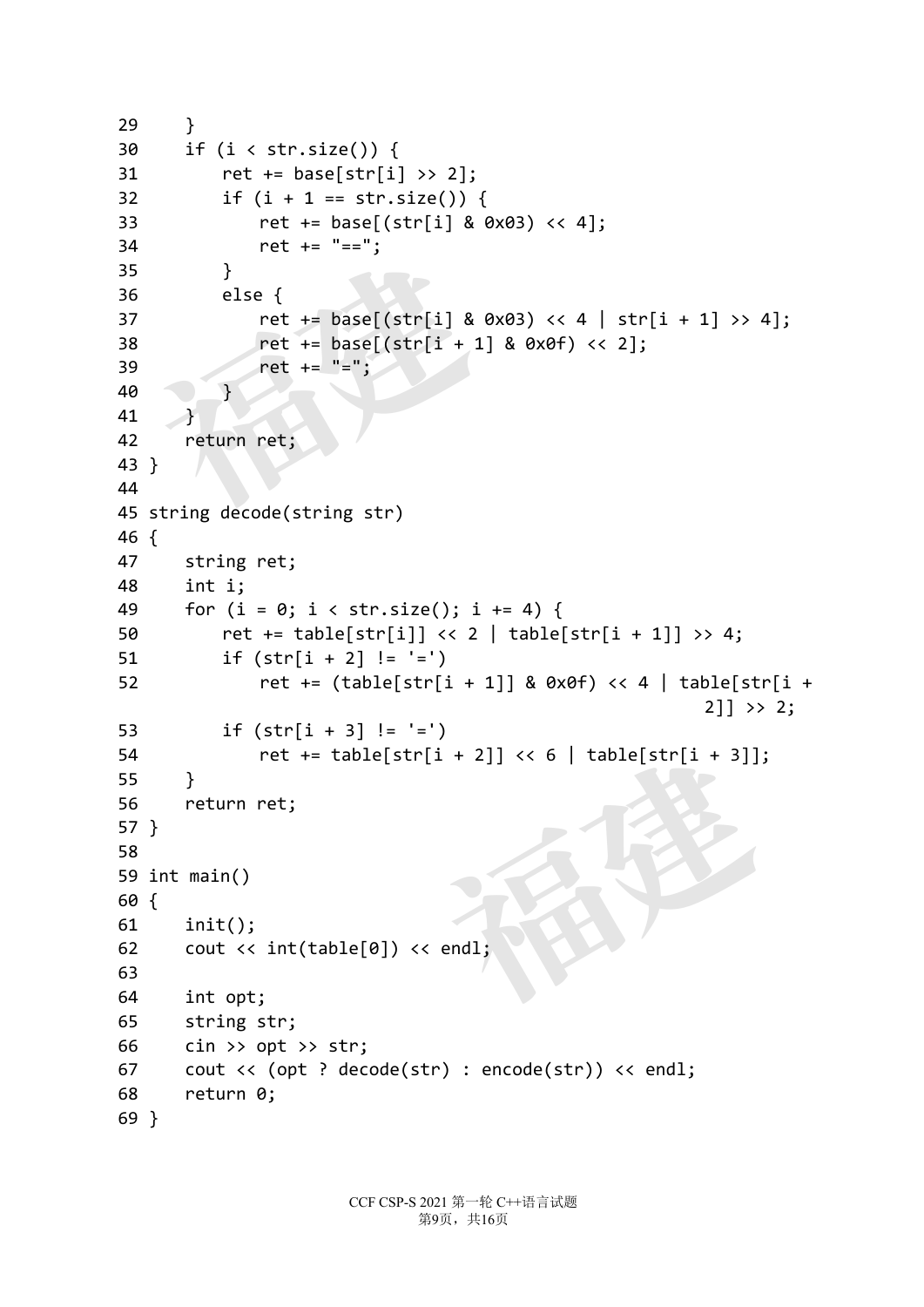```
29     }
30     if (i < str.size()) {
31         ret += base[str[i] >> 2];
32         if (i + 1 == str.size()) {
33             ret += base[(str[i] & 0x03) << 4];
34             ret += "==";
35         }
36         else {
37             ret += base[(str[i] & 0x03) << 4 | str[i + 1] >> 4];
38             ret += base[(str[i + 1] & 0x0f) << 2];
39             ret += "=";
40         }
41     }
42     return ret;
43 }
44 
45 string decode(string str)
46 {
47     string ret;
48     int i;
49     for (i = 0; i < str.size(); i += 4) {
50         ret += table[str[i]] << 2 | table[str[i + 1]] >> 4;
51         if (str[i + 2] != '=')
52             ret += (table[str[i + 1]] & 0x0f) << 4 | table[str[i +
                                                            2]] >> 2;
53         if (str[i + 3] != '=')
54             ret += table[str[i + 2]] << 6 | table[str[i + 3]];
55     }
56     return ret;
57 }
58 
59 int main()
60 {
61     init();
62     cout << int(table[0]) << endl;
63 
64     int opt;
65     string str;
66     cin >> opt >> str;
67     cout << (opt ? decode(str) : encode(str)) << endl;
68     return 0;
69 }
```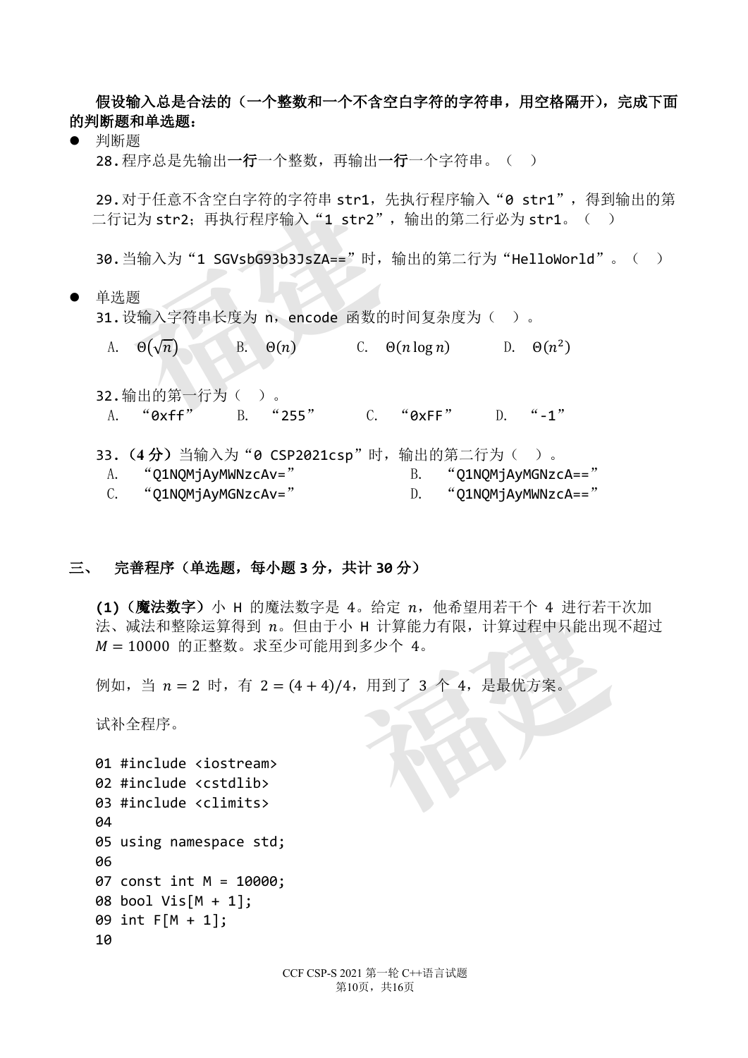**假设输入总是合法的（一个整数和一个不含空白字符的字符串，用空格隔开），完成下面的判断题和单选题：**

- 判断题

28. 程序总是先输出**一行**一个整数，再输出**一行**一个字符串。（ ）

29. 对于任意不含空白字符的字符串 str1，先执行程序输入“0 str1”，得到输出的第二行记为 str2；再执行程序输入“1 str2”，输出的第二行必为 str1。（ ）

30. 当输入为“1 SGVsbG93b3JsZA==”时，输出的第二行为“HelloWorld”。（ ）

- 单选题

31. 设输入字符串长度为 n，encode 函数的时间复杂度为（ ）。

A. $\Theta(\sqrt{n})$　　B. $\Theta(n)$　　C. $\Theta(n\log n)$　　D. $\Theta(n^2)$

32. 输出的第一行为（ ）。

A. “0xff”　　B. “255”　　C. “0xFF”　　D. “-1”

33. **（4 分）**当输入为“0 CSP2021csp”时，输出的第二行为（ ）。

A. “Q1NQMjAyMWNzcAv=”　　B. “Q1NQMjAyMGNzcA==”

C. “Q1NQMjAyMGNzcAv=”　　D. “Q1NQMjAyMWNzcA==”

## 三、 完善程序（单选题，每小题 3 分，共计 30 分）

**(1)（魔法数字）**小 H 的魔法数字是 4。给定 $n$，他希望用若干个 4 进行若干次加法、减法和整除运算得到 $n$。但由于小 H 计算能力有限，计算过程中只能出现不超过 $M = 10000$ 的正整数。求至少可能用到多少个 4。

例如，当 $n = 2$ 时，有 $2 = (4 + 4)/4$，用到了 3 个 4，是最优方案。

试补全程序。

```
01 #include <iostream>
02 #include <cstdlib>
03 #include <climits>
04
05 using namespace std;
06
07 const int M = 10000;
08 bool Vis[M + 1];
09 int F[M + 1];
10
```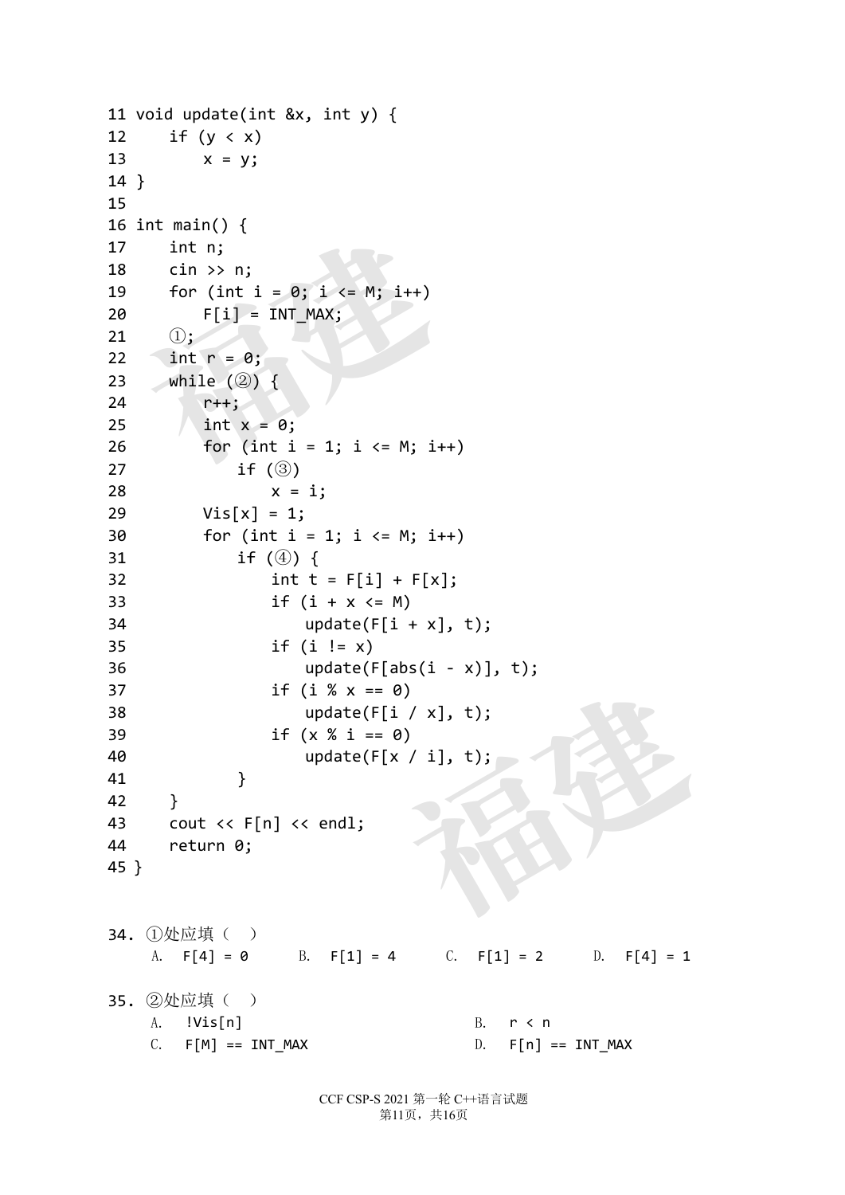```
11 void update(int &x, int y) {
12     if (y < x)
13         x = y;
14 }
15
16 int main() {
17     int n;
18     cin >> n;
19     for (int i = 0; i <= M; i++)
20         F[i] = INT_MAX;
21     ①;
22     int r = 0;
23     while (②) {
24         r++;
25         int x = 0;
26         for (int i = 1; i <= M; i++)
27             if (③)
28                 x = i;
29         Vis[x] = 1;
30         for (int i = 1; i <= M; i++)
31             if (④) {
32                 int t = F[i] + F[x];
33                 if (i + x <= M)
34                     update(F[i + x], t);
35                 if (i != x)
36                     update(F[abs(i - x)], t);
37                 if (i % x == 0)
38                     update(F[i / x], t);
39                 if (x % i == 0)
40                     update(F[x / i], t);
41             }
42     }
43     cout << F[n] << endl;
44     return 0;
45 }
```

34. ①处应填（ ）

A. `F[4] = 0`　　B. `F[1] = 4`　　C. `F[1] = 2`　　D. `F[4] = 1`

35. ②处应填（ ）

A. `!Vis[n]`　　B. `r < n`

C. `F[M] == INT_MAX`　　D. `F[n] == INT_MAX`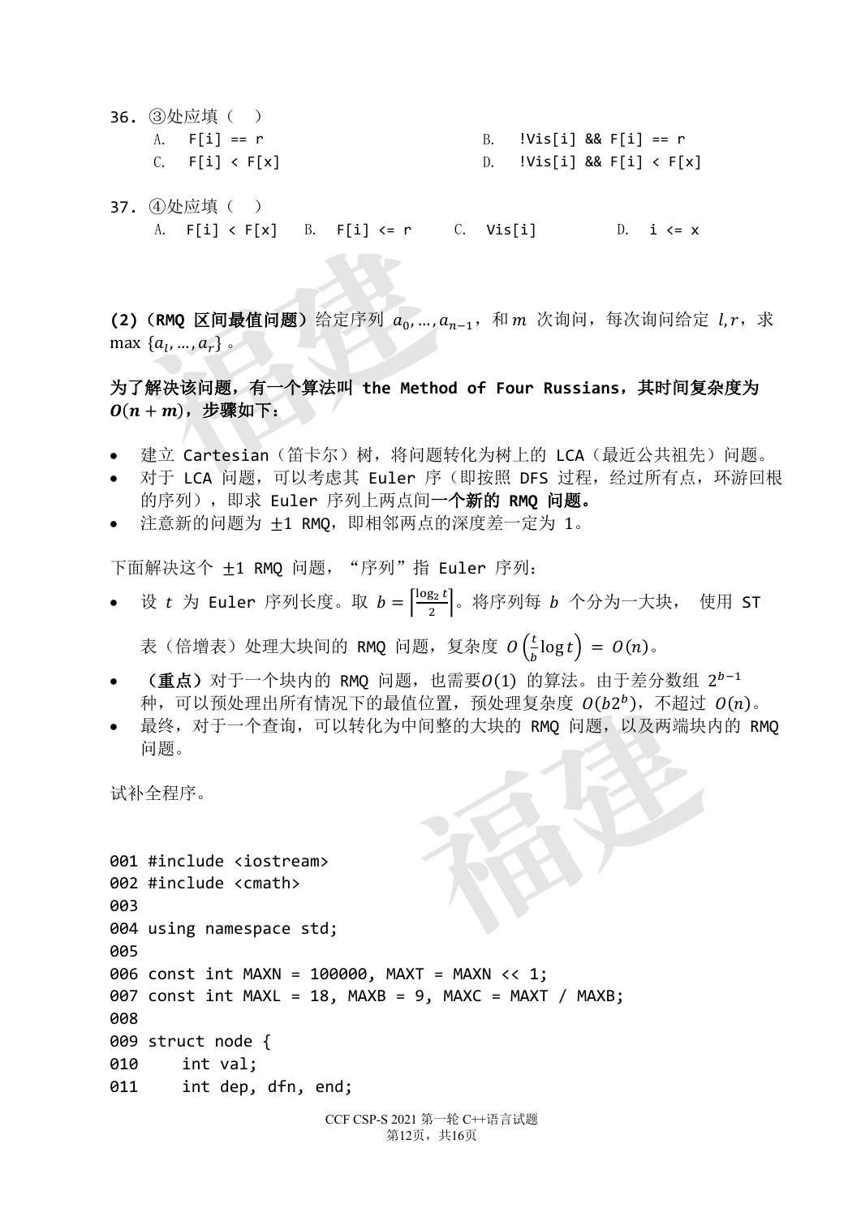36. ③处应填（ ）

A. `F[i] == r`　　B. `!Vis[i] && F[i] == r`

C. `F[i] < F[x]`　　D. `!Vis[i] && F[i] < F[x]`

37. ④处应填（ ）

A. `F[i] < F[x]`　B. `F[i] <= r`　C. `Vis[i]`　D. `i <= x`

**(2)（RMQ 区间最值问题）**给定序列 $a_0, \dots, a_{n-1}$，和 $m$ 次询问，每次询问给定 $l, r$，求 $\max\{a_l, \dots, a_r\}$。

**为了解决该问题，有一个算法叫 the Method of Four Russians，其时间复杂度为 $O(n+m)$，步骤如下：**

- 建立 Cartesian（笛卡尔）树，将问题转化为树上的 LCA（最近公共祖先）问题。
- 对于 LCA 问题，可以考虑其 Euler 序（即按照 DFS 过程，经过所有点，环游回根的序列），即求 Euler 序列上两点间**一个新的 RMQ 问题。**
- 注意新的问题为 $\pm 1$ RMQ，即相邻两点的深度差一定为 1。

下面解决这个 $\pm 1$ RMQ 问题，“序列”指 Euler 序列：

- 设 $t$ 为 Euler 序列长度。取 $b = \left\lceil \frac{\log_2 t}{2} \right\rceil$。将序列每 $b$ 个分为一大块， 使用 ST 表（倍增表）处理大块间的 RMQ 问题，复杂度 $O\left(\frac{t}{b}\log t\right) = O(n)$。
- **（重点）**对于一个块内的 RMQ 问题，也需要$O(1)$ 的算法。由于差分数组 $2^{b-1}$ 种，可以预处理出所有情况下的最值位置，预处理复杂度 $O(b2^b)$，不超过 $O(n)$。
- 最终，对于一个查询，可以转化为中间整的大块的 RMQ 问题，以及两端块内的 RMQ 问题。

试补全程序。

```
001 #include <iostream>
002 #include <cmath>
003 
004 using namespace std;
005 
006 const int MAXN = 100000, MAXT = MAXN << 1;
007 const int MAXL = 18, MAXB = 9, MAXC = MAXT / MAXB;
008 
009 struct node {
010     int val;
011     int dep, dfn, end;
```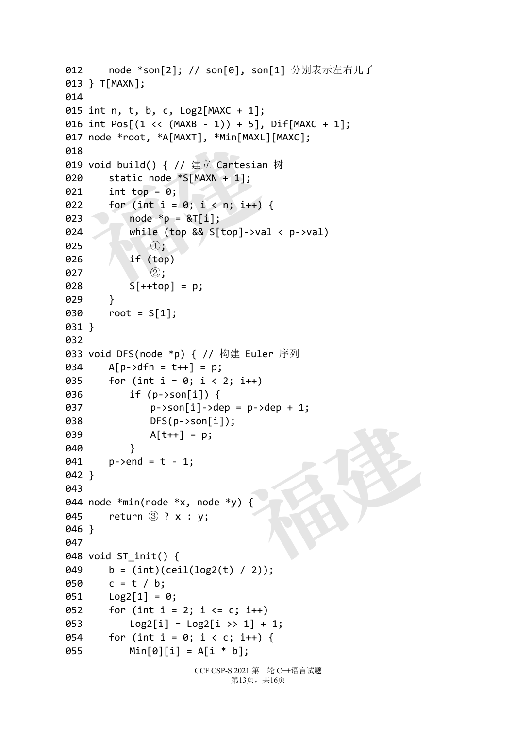```
012     node *son[2]; // son[0], son[1] 分别表示左右儿子
013 } T[MAXN];
014 
015 int n, t, b, c, Log2[MAXC + 1];
016 int Pos[(1 << (MAXB - 1)) + 5], Dif[MAXC + 1];
017 node *root, *A[MAXT], *Min[MAXL][MAXC];
018 
019 void build() { // 建立 Cartesian 树
020     static node *S[MAXN + 1];
021     int top = 0;
022     for (int i = 0; i < n; i++) {
023         node *p = &T[i];
024         while (top && S[top]->val < p->val)
025             ①;
026         if (top)
027             ②;
028         S[++top] = p;
029     }
030     root = S[1];
031 }
032 
033 void DFS(node *p) { // 构建 Euler 序列
034     A[p->dfn = t++] = p;
035     for (int i = 0; i < 2; i++)
036         if (p->son[i]) {
037             p->son[i]->dep = p->dep + 1;
038             DFS(p->son[i]);
039             A[t++] = p;
040         }
041     p->end = t - 1;
042 }
043 
044 node *min(node *x, node *y) {
045     return ③ ? x : y;
046 }
047 
048 void ST_init() {
049     b = (int)(ceil(log2(t) / 2));
050     c = t / b;
051     Log2[1] = 0;
052     for (int i = 2; i <= c; i++)
053         Log2[i] = Log2[i >> 1] + 1;
054     for (int i = 0; i < c; i++) {
055         Min[0][i] = A[i * b];
```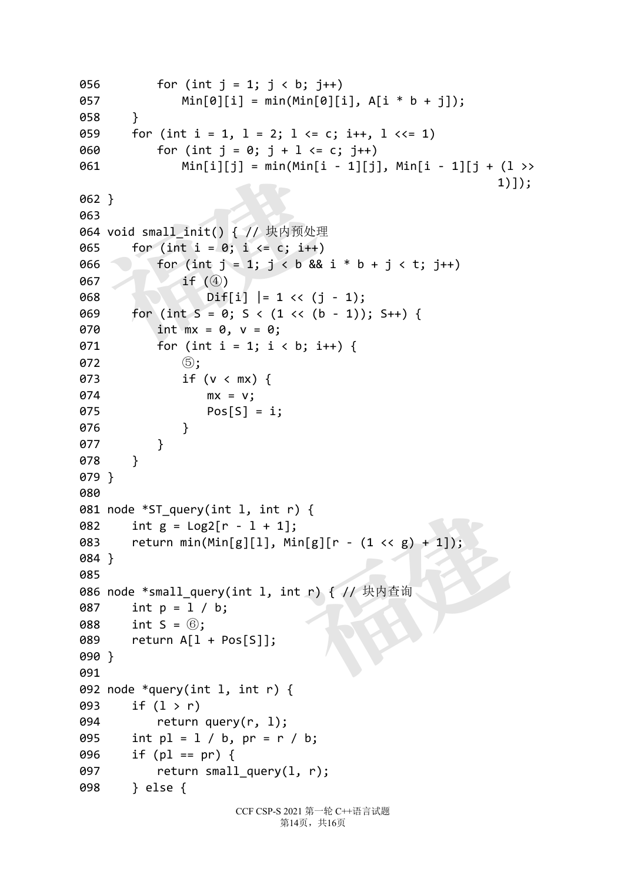```
056         for (int j = 1; j < b; j++)
057             Min[0][i] = min(Min[0][i], A[i * b + j]);
058     }
059     for (int i = 1, l = 2; l <= c; i++, l <<= 1)
060         for (int j = 0; j + l <= c; j++)
061             Min[i][j] = min(Min[i - 1][j], Min[i - 1][j + (l >>
                                                                1)]);
062 }
063 
064 void small_init() { // 块内预处理
065     for (int i = 0; i <= c; i++)
066         for (int j = 1; j < b && i * b + j < t; j++)
067             if (④)
068                 Dif[i] |= 1 << (j - 1);
069     for (int S = 0; S < (1 << (b - 1)); S++) {
070         int mx = 0, v = 0;
071         for (int i = 1; i < b; i++) {
072             ⑤;
073             if (v < mx) {
074                 mx = v;
075                 Pos[S] = i;
076             }
077         }
078     }
079 }
080 
081 node *ST_query(int l, int r) {
082     int g = Log2[r - l + 1];
083     return min(Min[g][l], Min[g][r - (1 << g) + 1]);
084 }
085 
086 node *small_query(int l, int r) { // 块内查询
087     int p = l / b;
088     int S = ⑥;
089     return A[l + Pos[S]];
090 }
091 
092 node *query(int l, int r) {
093     if (l > r)
094         return query(r, l);
095     int pl = l / b, pr = r / b;
096     if (pl == pr) {
097         return small_query(l, r);
098     } else {
```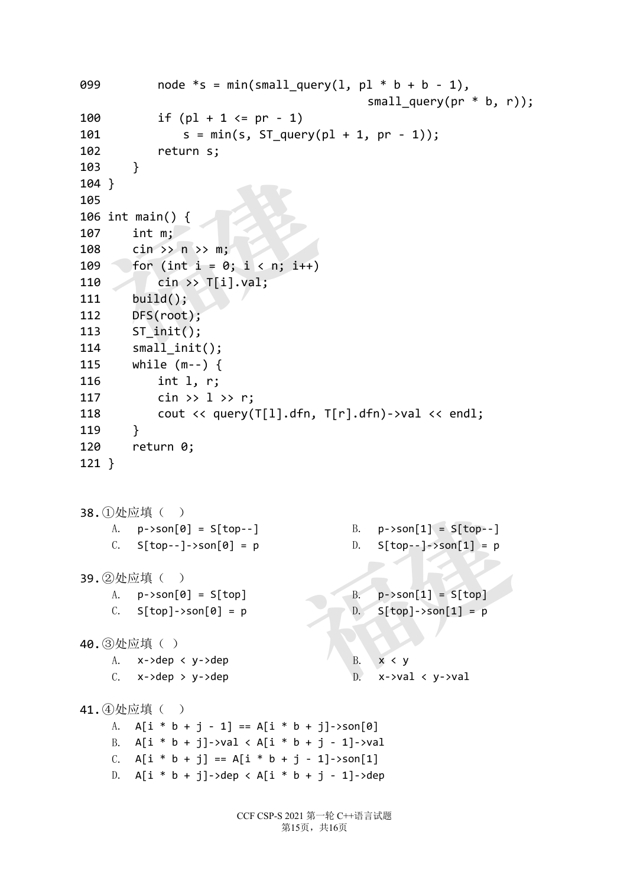```
099         node *s = min(small_query(l, pl * b + b - 1),
                                          small_query(pr * b, r));
100         if (pl + 1 <= pr - 1)
101             s = min(s, ST_query(pl + 1, pr - 1));
102         return s;
103     }
104 }
105
106 int main() {
107     int m;
108     cin >> n >> m;
109     for (int i = 0; i < n; i++)
110         cin >> T[i].val;
111     build();
112     DFS(root);
113     ST_init();
114     small_init();
115     while (m--) {
116         int l, r;
117         cin >> l >> r;
118         cout << query(T[l].dfn, T[r].dfn)->val << endl;
119     }
120     return 0;
121 }
```

38. ①处应填（ ）

A. `p->son[0] = S[top--]`

B. `p->son[1] = S[top--]`

C. `S[top--]->son[0] = p`

D. `S[top--]->son[1] = p`

39. ②处应填（ ）

A. `p->son[0] = S[top]`

B. `p->son[1] = S[top]`

C. `S[top]->son[0] = p`

D. `S[top]->son[1] = p`

40. ③处应填（ ）

A. `x->dep < y->dep`

B. `x < y`

C. `x->dep > y->dep`

D. `x->val < y->val`

41. ④处应填（ ）

A. `A[i * b + j - 1] == A[i * b + j]->son[0]`

B. `A[i * b + j]->val < A[i * b + j - 1]->val`

C. `A[i * b + j] == A[i * b + j - 1]->son[1]`

D. `A[i * b + j]->dep < A[i * b + j - 1]->dep`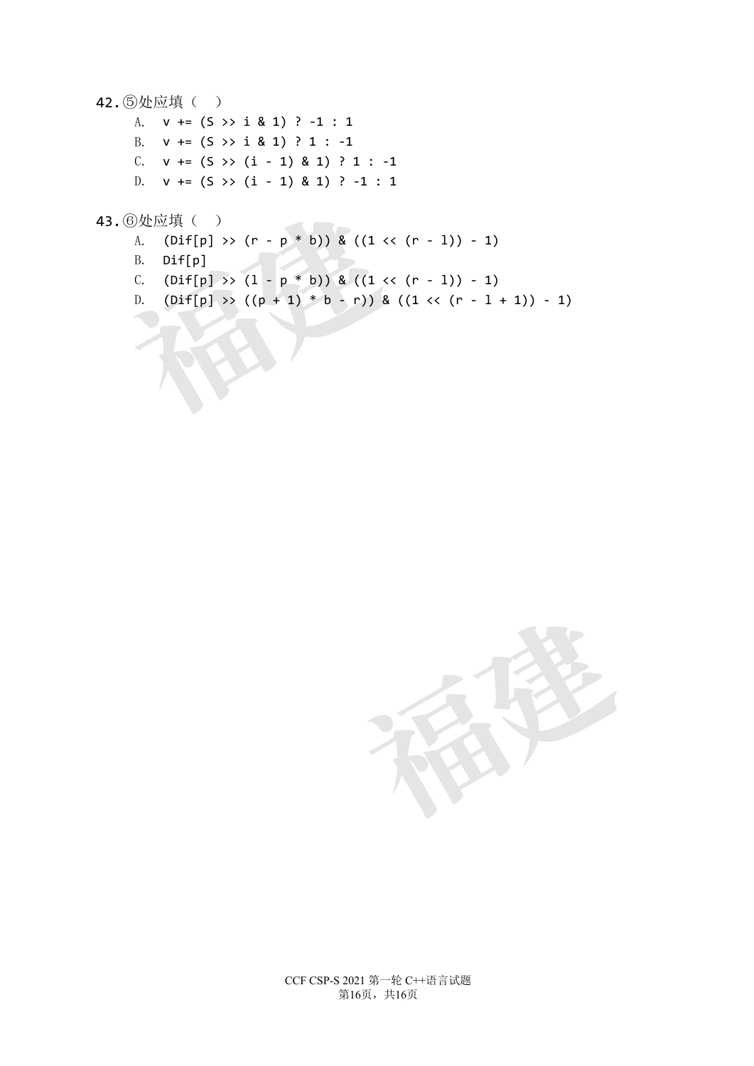42.⑤处应填（ ）

A. `v += (S >> i & 1) ? -1 : 1`

B. `v += (S >> i & 1) ? 1 : -1`

C. `v += (S >> (i - 1) & 1) ? 1 : -1`

D. `v += (S >> (i - 1) & 1) ? -1 : 1`

43.⑥处应填（ ）

A. `(Dif[p] >> (r - p * b)) & ((1 << (r - l)) - 1)`

B. `Dif[p]`

C. `(Dif[p] >> (l - p * b)) & ((1 << (r - l)) - 1)`

D. `(Dif[p] >> ((p + 1) * b - r)) & ((1 << (r - l + 1)) - 1)`